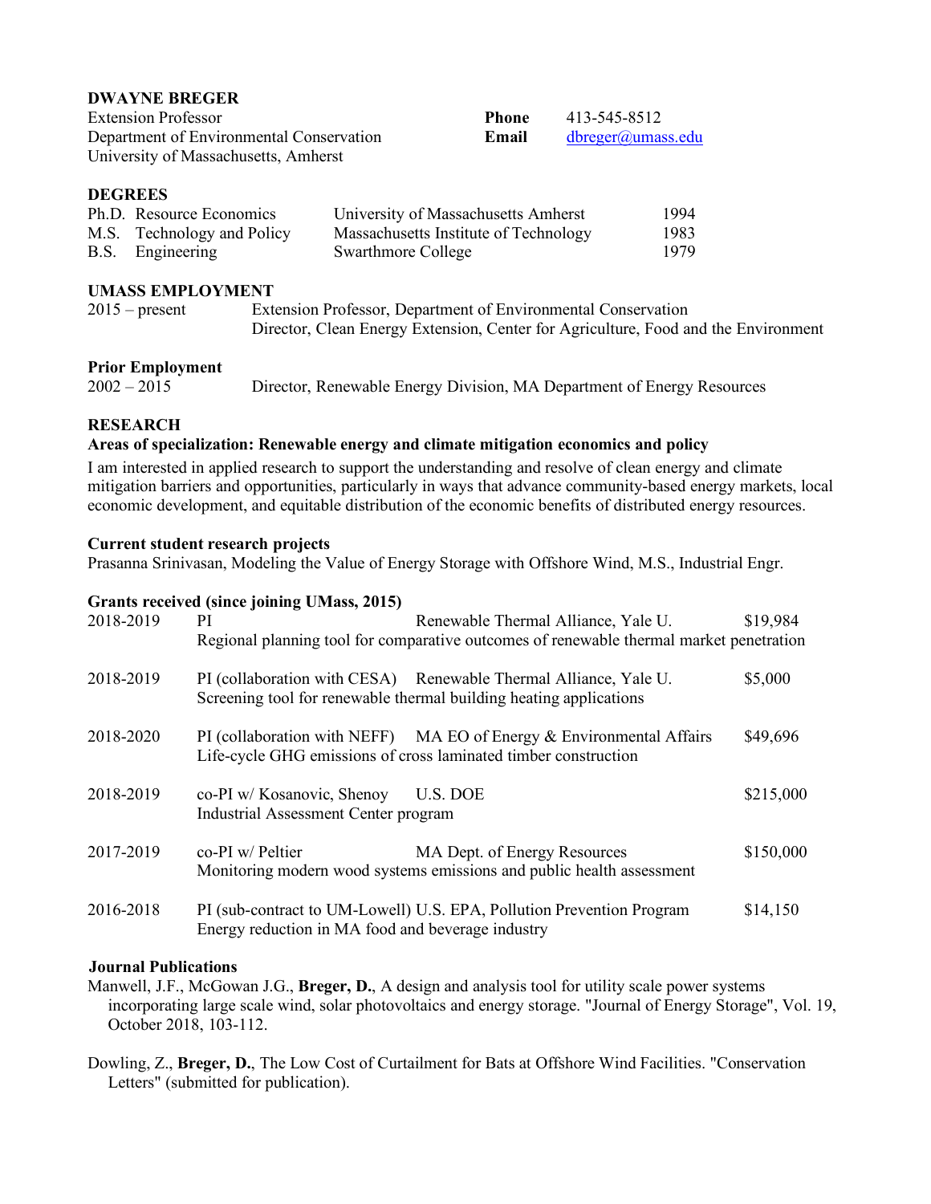**DWAYNE BREGER**

| | | | |
|---|---|---|---|
| Extension Professor | | **Phone** | 413-545-8512 |
| Department of Environmental Conservation | | **Email** | dbreger@umass.edu |
| University of Massachusetts, Amherst | | | |

**DEGREES**

| | | |
|---|---|---|
| Ph.D. Resource Economics | University of Massachusetts Amherst | 1994 |
| M.S. Technology and Policy | Massachusetts Institute of Technology | 1983 |
| B.S. Engineering | Swarthmore College | 1979 |

**UMASS EMPLOYMENT**

| | |
|---|---|
| 2015 – present | Extension Professor, Department of Environmental Conservation<br>Director, Clean Energy Extension, Center for Agriculture, Food and the Environment |

**Prior Employment**

| | |
|---|---|
| 2002 – 2015 | Director, Renewable Energy Division, MA Department of Energy Resources |

**RESEARCH**

**Areas of specialization: Renewable energy and climate mitigation economics and policy**

I am interested in applied research to support the understanding and resolve of clean energy and climate mitigation barriers and opportunities, particularly in ways that advance community-based energy markets, local economic development, and equitable distribution of the economic benefits of distributed energy resources.

**Current student research projects**

Prasanna Srinivasan, Modeling the Value of Energy Storage with Offshore Wind, M.S., Industrial Engr.

**Grants received (since joining UMass, 2015)**

| | | | |
|---|---|---|---|
| 2018-2019 | PI | Renewable Thermal Alliance, Yale U. | $19,984 |
| | Regional planning tool for comparative outcomes of renewable thermal market penetration | | |
| 2018-2019 | PI (collaboration with CESA) | Renewable Thermal Alliance, Yale U. | $5,000 |
| | Screening tool for renewable thermal building heating applications | | |
| 2018-2020 | PI (collaboration with NEFF) | MA EO of Energy & Environmental Affairs | $49,696 |
| | Life-cycle GHG emissions of cross laminated timber construction | | |
| 2018-2019 | co-PI w/ Kosanovic, Shenoy | U.S. DOE | $215,000 |
| | Industrial Assessment Center program | | |
| 2017-2019 | co-PI w/ Peltier | MA Dept. of Energy Resources | $150,000 |
| | Monitoring modern wood systems emissions and public health assessment | | |
| 2016-2018 | PI (sub-contract to UM-Lowell) | U.S. EPA, Pollution Prevention Program | $14,150 |
| | Energy reduction in MA food and beverage industry | | |

**Journal Publications**

Manwell, J.F., McGowan J.G., **Breger, D.**, A design and analysis tool for utility scale power systems incorporating large scale wind, solar photovoltaics and energy storage. "Journal of Energy Storage", Vol. 19, October 2018, 103-112.

Dowling, Z., **Breger, D.**, The Low Cost of Curtailment for Bats at Offshore Wind Facilities. "Conservation Letters" (submitted for publication).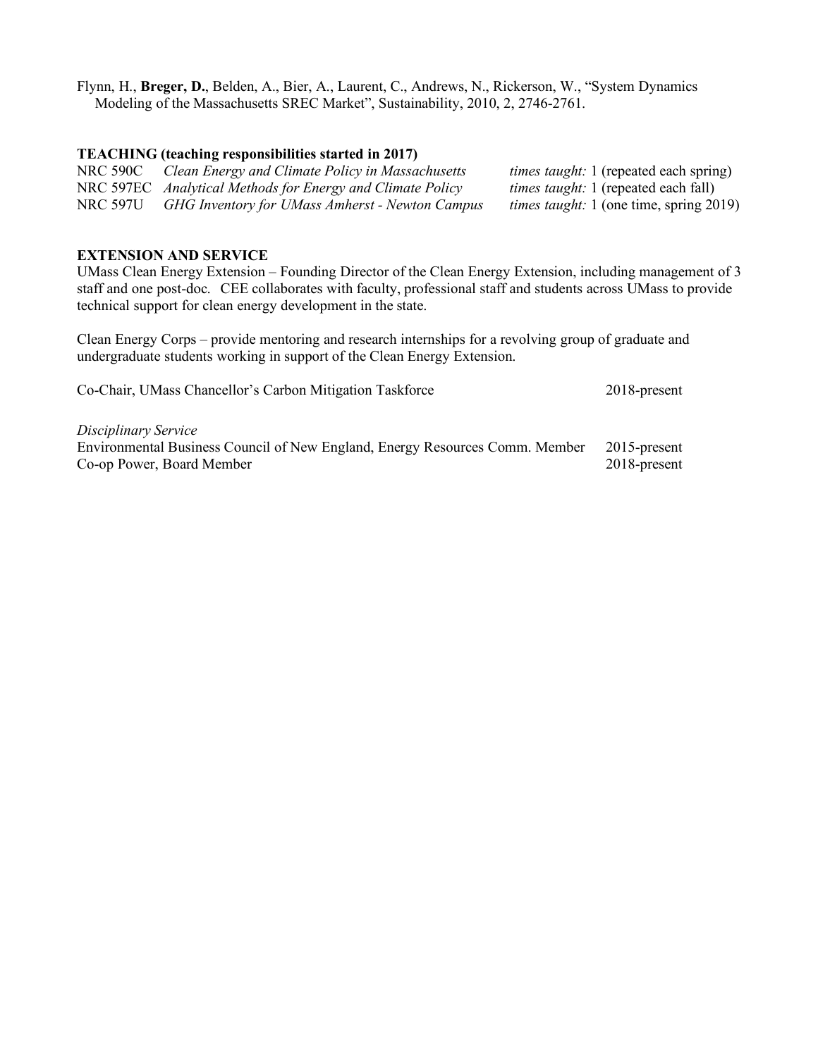Flynn, H., **Breger, D.**, Belden, A., Bier, A., Laurent, C., Andrews, N., Rickerson, W., "System Dynamics Modeling of the Massachusetts SREC Market", Sustainability, 2010, 2, 2746-2761.

## TEACHING (teaching responsibilities started in 2017)

| | | |
|---|---|---|
| NRC 590C | *Clean Energy and Climate Policy in Massachusetts* | *times taught:* 1 (repeated each spring) |
| NRC 597EC | *Analytical Methods for Energy and Climate Policy* | *times taught:* 1 (repeated each fall) |
| NRC 597U | *GHG Inventory for UMass Amherst - Newton Campus* | *times taught:* 1 (one time, spring 2019) |

## EXTENSION AND SERVICE

UMass Clean Energy Extension – Founding Director of the Clean Energy Extension, including management of 3 staff and one post-doc. CEE collaborates with faculty, professional staff and students across UMass to provide technical support for clean energy development in the state.

Clean Energy Corps – provide mentoring and research internships for a revolving group of graduate and undergraduate students working in support of the Clean Energy Extension.

Co-Chair, UMass Chancellor's Carbon Mitigation Taskforce 2018-present

*Disciplinary Service*

| | |
|---|---|
| Environmental Business Council of New England, Energy Resources Comm. Member | 2015-present |
| Co-op Power, Board Member | 2018-present |